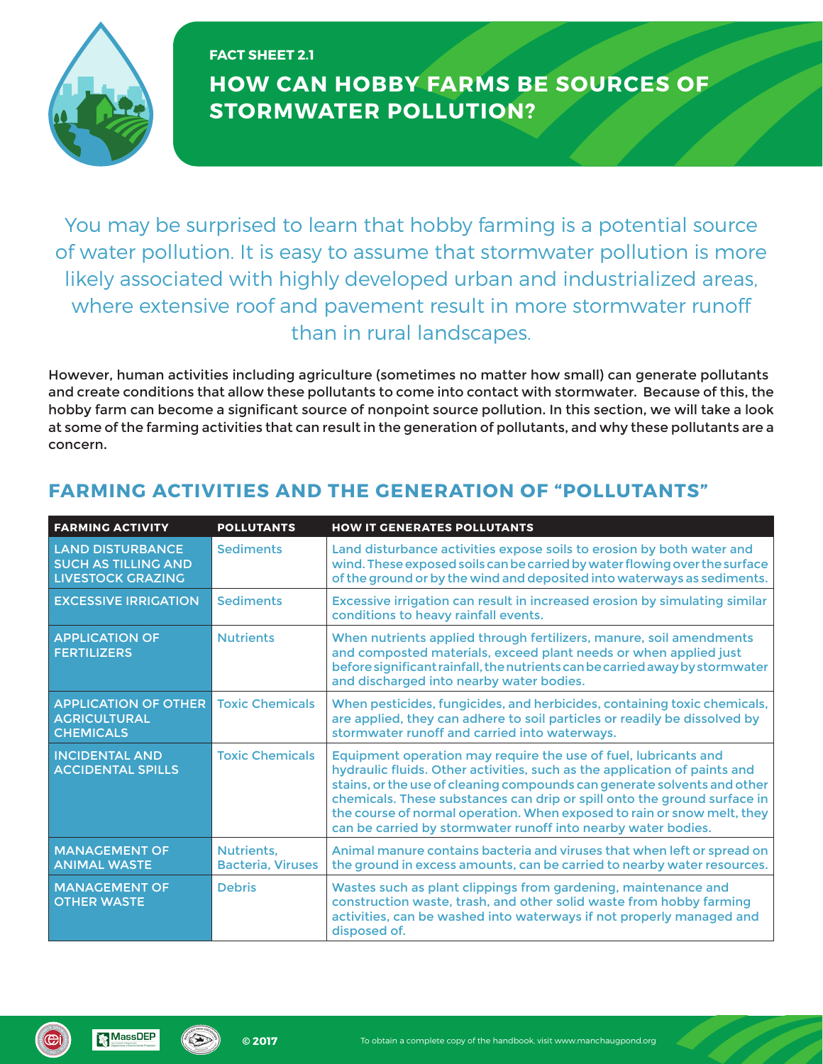FACT SHEET 2.1

# HOW CAN HOBBY FARMS BE SOURCES OF STORMWATER POLLUTION?

You may be surprised to learn that hobby farming is a potential source of water pollution. It is easy to assume that stormwater pollution is more likely associated with highly developed urban and industrialized areas, where extensive roof and pavement result in more stormwater runoff than in rural landscapes.

However, human activities including agriculture (sometimes no matter how small) can generate pollutants and create conditions that allow these pollutants to come into contact with stormwater. Because of this, the hobby farm can become a significant source of nonpoint source pollution. In this section, we will take a look at some of the farming activities that can result in the generation of pollutants, and why these pollutants are a concern.

## FARMING ACTIVITIES AND THE GENERATION OF "POLLUTANTS"

| FARMING ACTIVITY | POLLUTANTS | HOW IT GENERATES POLLUTANTS |
| --- | --- | --- |
| LAND DISTURBANCE SUCH AS TILLING AND LIVESTOCK GRAZING | Sediments | Land disturbance activities expose soils to erosion by both water and wind. These exposed soils can be carried by water flowing over the surface of the ground or by the wind and deposited into waterways as sediments. |
| EXCESSIVE IRRIGATION | Sediments | Excessive irrigation can result in increased erosion by simulating similar conditions to heavy rainfall events. |
| APPLICATION OF FERTILIZERS | Nutrients | When nutrients applied through fertilizers, manure, soil amendments and composted materials, exceed plant needs or when applied just before significant rainfall, the nutrients can be carried away by stormwater and discharged into nearby water bodies. |
| APPLICATION OF OTHER AGRICULTURAL CHEMICALS | Toxic Chemicals | When pesticides, fungicides, and herbicides, containing toxic chemicals, are applied, they can adhere to soil particles or readily be dissolved by stormwater runoff and carried into waterways. |
| INCIDENTAL AND ACCIDENTAL SPILLS | Toxic Chemicals | Equipment operation may require the use of fuel, lubricants and hydraulic fluids. Other activities, such as the application of paints and stains, or the use of cleaning compounds can generate solvents and other chemicals. These substances can drip or spill onto the ground surface in the course of normal operation. When exposed to rain or snow melt, they can be carried by stormwater runoff into nearby water bodies. |
| MANAGEMENT OF ANIMAL WASTE | Nutrients, Bacteria, Viruses | Animal manure contains bacteria and viruses that when left or spread on the ground in excess amounts, can be carried to nearby water resources. |
| MANAGEMENT OF OTHER WASTE | Debris | Wastes such as plant clippings from gardening, maintenance and construction waste, trash, and other solid waste from hobby farming activities, can be washed into waterways if not properly managed and disposed of. |

© 2017

To obtain a complete copy of the handbook, visit www.manchaugpond.org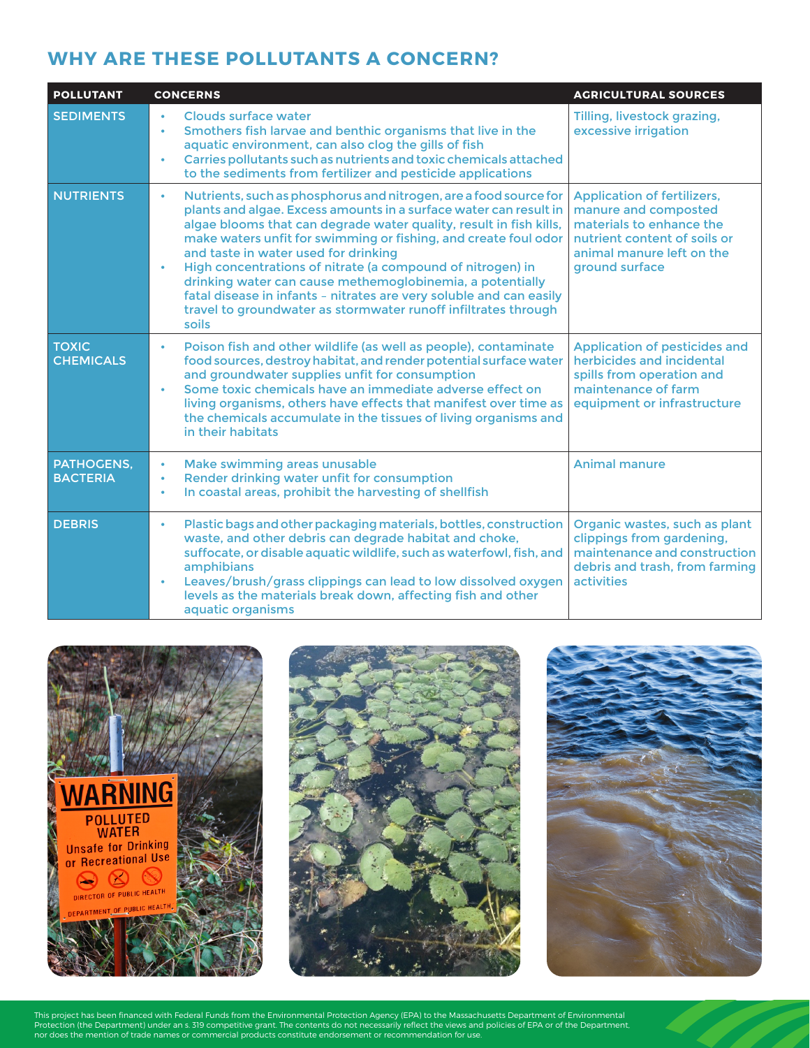## WHY ARE THESE POLLUTANTS A CONCERN?

| POLLUTANT | CONCERNS | AGRICULTURAL SOURCES |
|---|---|---|
| SEDIMENTS | • Clouds surface water<br>• Smothers fish larvae and benthic organisms that live in the aquatic environment, can also clog the gills of fish<br>• Carries pollutants such as nutrients and toxic chemicals attached to the sediments from fertilizer and pesticide applications | Tilling, livestock grazing, excessive irrigation |
| NUTRIENTS | • Nutrients, such as phosphorus and nitrogen, are a food source for plants and algae. Excess amounts in a surface water can result in algae blooms that can degrade water quality, result in fish kills, make waters unfit for swimming or fishing, and create foul odor and taste in water used for drinking<br>• High concentrations of nitrate (a compound of nitrogen) in drinking water can cause methemoglobinemia, a potentially fatal disease in infants – nitrates are very soluble and can easily travel to groundwater as stormwater runoff infiltrates through soils | Application of fertilizers, manure and composted materials to enhance the nutrient content of soils or animal manure left on the ground surface |
| TOXIC CHEMICALS | • Poison fish and other wildlife (as well as people), contaminate food sources, destroy habitat, and render potential surface water and groundwater supplies unfit for consumption<br>• Some toxic chemicals have an immediate adverse effect on living organisms, others have effects that manifest over time as the chemicals accumulate in the tissues of living organisms and in their habitats | Application of pesticides and herbicides and incidental spills from operation and maintenance of farm equipment or infrastructure |
| PATHOGENS, BACTERIA | • Make swimming areas unusable<br>• Render drinking water unfit for consumption<br>• In coastal areas, prohibit the harvesting of shellfish | Animal manure |
| DEBRIS | • Plastic bags and other packaging materials, bottles, construction waste, and other debris can degrade habitat and choke, suffocate, or disable aquatic wildlife, such as waterfowl, fish, and amphibians<br>• Leaves/brush/grass clippings can lead to low dissolved oxygen levels as the materials break down, affecting fish and other aquatic organisms | Organic wastes, such as plant clippings from gardening, maintenance and construction debris and trash, from farming activities |

This project has been financed with Federal Funds from the Environmental Protection Agency (EPA) to the Massachusetts Department of Environmental Protection (the Department) under an s. 319 competitive grant. The contents do not necessarily reflect the views and policies of EPA or of the Department, nor does the mention of trade names or commercial products constitute endorsement or recommendation for use.